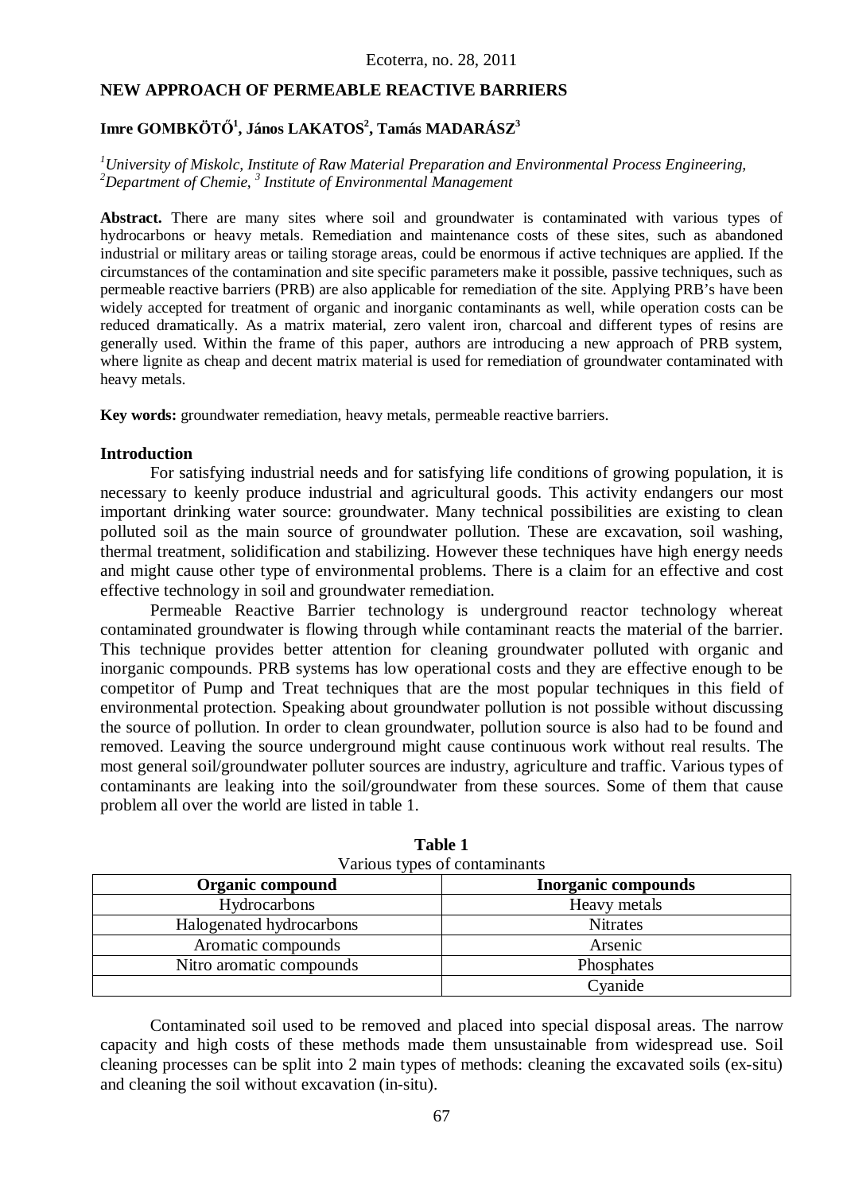# NEW APPROACH OF PERMEABLE REACTIVE BARRIERS

**Imre GOMBKÖTŐ[1], János LAKATOS[2], Tamás MADARÁSZ[3]**

*[1]University of Miskolc, Institute of Raw Material Preparation and Environmental Process Engineering,*
*[2]Department of Chemie, [3] Institute of Environmental Management*

**Abstract.** There are many sites where soil and groundwater is contaminated with various types of hydrocarbons or heavy metals. Remediation and maintenance costs of these sites, such as abandoned industrial or military areas or tailing storage areas, could be enormous if active techniques are applied. If the circumstances of the contamination and site specific parameters make it possible, passive techniques, such as permeable reactive barriers (PRB) are also applicable for remediation of the site. Applying PRB's have been widely accepted for treatment of organic and inorganic contaminants as well, while operation costs can be reduced dramatically. As a matrix material, zero valent iron, charcoal and different types of resins are generally used. Within the frame of this paper, authors are introducing a new approach of PRB system, where lignite as cheap and decent matrix material is used for remediation of groundwater contaminated with heavy metals.

**Key words:** groundwater remediation, heavy metals, permeable reactive barriers.

## Introduction

For satisfying industrial needs and for satisfying life conditions of growing population, it is necessary to keenly produce industrial and agricultural goods. This activity endangers our most important drinking water source: groundwater. Many technical possibilities are existing to clean polluted soil as the main source of groundwater pollution. These are excavation, soil washing, thermal treatment, solidification and stabilizing. However these techniques have high energy needs and might cause other type of environmental problems. There is a claim for an effective and cost effective technology in soil and groundwater remediation.

Permeable Reactive Barrier technology is underground reactor technology whereat contaminated groundwater is flowing through while contaminant reacts the material of the barrier. This technique provides better attention for cleaning groundwater polluted with organic and inorganic compounds. PRB systems has low operational costs and they are effective enough to be competitor of Pump and Treat techniques that are the most popular techniques in this field of environmental protection. Speaking about groundwater pollution is not possible without discussing the source of pollution. In order to clean groundwater, pollution source is also had to be found and removed. Leaving the source underground might cause continuous work without real results. The most general soil/groundwater polluter sources are industry, agriculture and traffic. Various types of contaminants are leaking into the soil/groundwater from these sources. Some of them that cause problem all over the world are listed in table 1.

**Table 1**
Various types of contaminants

| Organic compound | Inorganic compounds |
|---|---|
| Hydrocarbons | Heavy metals |
| Halogenated hydrocarbons | Nitrates |
| Aromatic compounds | Arsenic |
| Nitro aromatic compounds | Phosphates |
| | Cyanide |

Contaminated soil used to be removed and placed into special disposal areas. The narrow capacity and high costs of these methods made them unsustainable from widespread use. Soil cleaning processes can be split into 2 main types of methods: cleaning the excavated soils (ex-situ) and cleaning the soil without excavation (in-situ).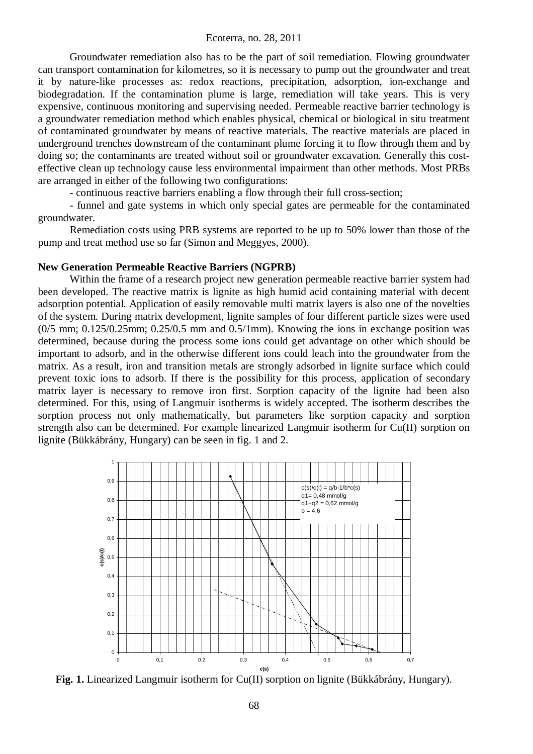Groundwater remediation also has to be the part of soil remediation. Flowing groundwater can transport contamination for kilometres, so it is necessary to pump out the groundwater and treat it by nature-like processes as: redox reactions, precipitation, adsorption, ion-exchange and biodegradation. If the contamination plume is large, remediation will take years. This is very expensive, continuous monitoring and supervising needed. Permeable reactive barrier technology is a groundwater remediation method which enables physical, chemical or biological in situ treatment of contaminated groundwater by means of reactive materials. The reactive materials are placed in underground trenches downstream of the contaminant plume forcing it to flow through them and by doing so; the contaminants are treated without soil or groundwater excavation. Generally this cost-effective clean up technology cause less environmental impairment than other methods. Most PRBs are arranged in either of the following two configurations:

- continuous reactive barriers enabling a flow through their full cross-section;
- funnel and gate systems in which only special gates are permeable for the contaminated groundwater.

Remediation costs using PRB systems are reported to be up to 50% lower than those of the pump and treat method use so far (Simon and Meggyes, 2000).

**New Generation Permeable Reactive Barriers (NGPRB)**

Within the frame of a research project new generation permeable reactive barrier system had been developed. The reactive matrix is lignite as high humid acid containing material with decent adsorption potential. Application of easily removable multi matrix layers is also one of the novelties of the system. During matrix development, lignite samples of four different particle sizes were used (0/5 mm; 0.125/0.25mm; 0.25/0.5 mm and 0.5/1mm). Knowing the ions in exchange position was determined, because during the process some ions could get advantage on other which should be important to adsorb, and in the otherwise different ions could leach into the groundwater from the matrix. As a result, iron and transition metals are strongly adsorbed in lignite surface which could prevent toxic ions to adsorb. If there is the possibility for this process, application of secondary matrix layer is necessary to remove iron first. Sorption capacity of the lignite had been also determined. For this, using of Langmuir isotherms is widely accepted. The isotherm describes the sorption process not only mathematically, but parameters like sorption capacity and sorption strength also can be determined. For example linearized Langmuir isotherm for Cu(II) sorption on lignite (Bükkábrány, Hungary) can be seen in fig. 1 and 2.

$c(s)/c(l) = q/b - 1/b \cdot c(s)$
$q_1 = 0{,}48$ mmol/g
$q_1 + q_2 = 0{,}62$ mmol/g
$b = 4{,}6$

**Fig. 1.** Linearized Langmuir isotherm for Cu(II) sorption on lignite (Bükkábrány, Hungary).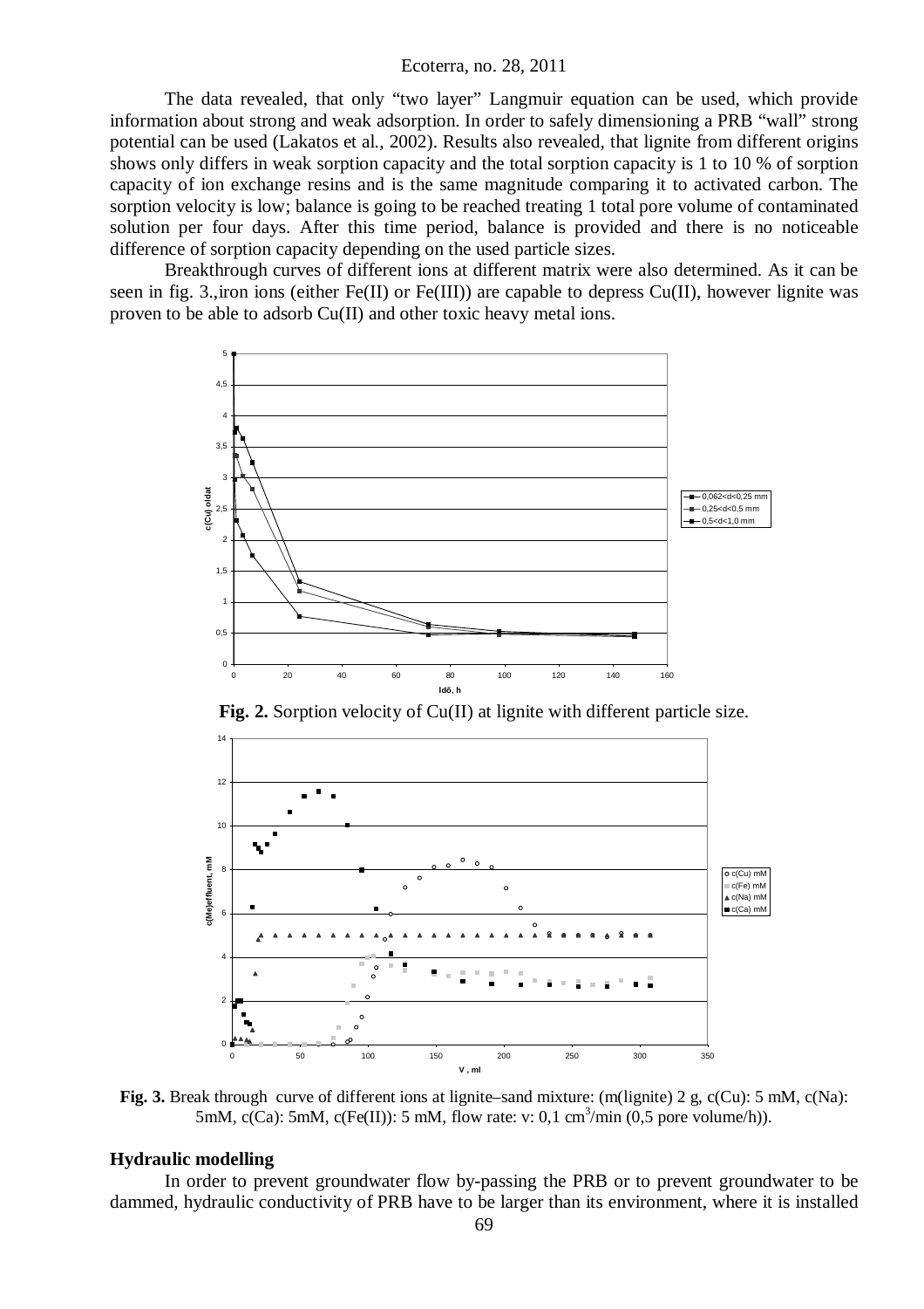The data revealed, that only "two layer" Langmuir equation can be used, which provide information about strong and weak adsorption. In order to safely dimensioning a PRB "wall" strong potential can be used (Lakatos et al., 2002). Results also revealed, that lignite from different origins shows only differs in weak sorption capacity and the total sorption capacity is 1 to 10 % of sorption capacity of ion exchange resins and is the same magnitude comparing it to activated carbon. The sorption velocity is low; balance is going to be reached treating 1 total pore volume of contaminated solution per four days. After this time period, balance is provided and there is no noticeable difference of sorption capacity depending on the used particle sizes.

Breakthrough curves of different ions at different matrix were also determined. As it can be seen in fig. 3.,iron ions (either Fe(II) or Fe(III)) are capable to depress Cu(II), however lignite was proven to be able to adsorb Cu(II) and other toxic heavy metal ions.

**Fig. 2.** Sorption velocity of Cu(II) at lignite with different particle size.

**Fig. 3.** Break through curve of different ions at lignite–sand mixture: (m(lignite) 2 g, c(Cu): 5 mM, c(Na): 5mM, c(Ca): 5mM, c(Fe(II)): 5 mM, flow rate: v: 0,1 $cm^3$/min (0,5 pore volume/h)).

## Hydraulic modelling

In order to prevent groundwater flow by-passing the PRB or to prevent groundwater to be dammed, hydraulic conductivity of PRB have to be larger than its environment, where it is installed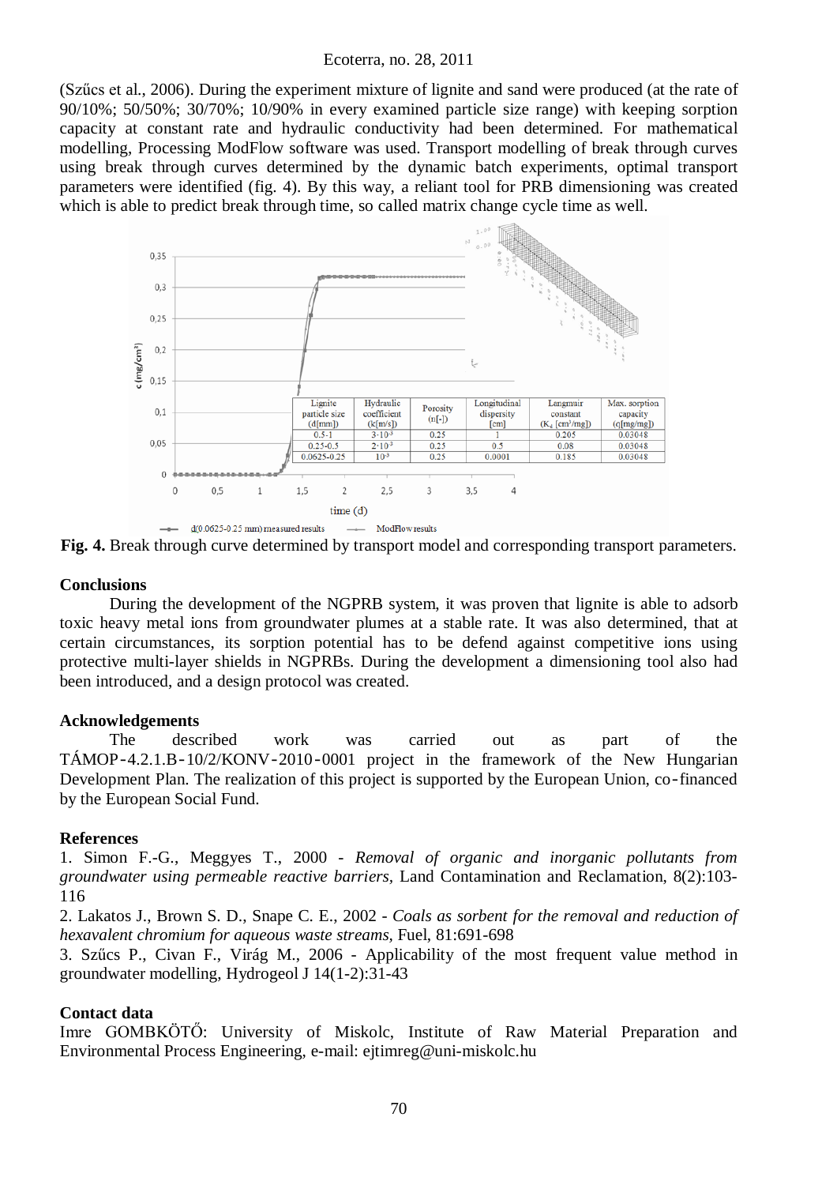(Szűcs et al., 2006). During the experiment mixture of lignite and sand were produced (at the rate of 90/10%; 50/50%; 30/70%; 10/90% in every examined particle size range) with keeping sorption capacity at constant rate and hydraulic conductivity had been determined. For mathematical modelling, Processing ModFlow software was used. Transport modelling of break through curves using break through curves determined by the dynamic batch experiments, optimal transport parameters were identified (fig. 4). By this way, a reliant tool for PRB dimensioning was created which is able to predict break through time, so called matrix change cycle time as well.

c (mg/cm³)

0,35
0,3
0,25
0,2
0,15
0,1
0,05
0

0 0,5 1 1,5 2 2,5 3 3,5 4

time (d)

d(0.0625-0.25 mm) measured results — ModFlow results

| Lignite particle size (d[mm]) | Hydraulic coefficient (k[m/s]) | Porosity (n[-]) | Longitudinal dispersity [cm] | Langmuir constant ($K_L$ [cm³/mg]) | Max. sorption capacity (q[mg/mg]) |
|---|---|---|---|---|---|
| 0.5-1 | $3\cdot10^{-3}$ | 0.25 | 1 | 0.205 | 0.03048 |
| 0.25-0.5 | $2\cdot10^{-3}$ | 0.25 | 0.5 | 0.08 | 0.03048 |
| 0.0625-0.25 | $10^{-3}$ | 0.25 | 0.0001 | 0.185 | 0.03048 |

**Fig. 4.** Break through curve determined by transport model and corresponding transport parameters.

## Conclusions

During the development of the NGPRB system, it was proven that lignite is able to adsorb toxic heavy metal ions from groundwater plumes at a stable rate. It was also determined, that at certain circumstances, its sorption potential has to be defend against competitive ions using protective multi-layer shields in NGPRBs. During the development a dimensioning tool also had been introduced, and a design protocol was created.

## Acknowledgements

The described work was carried out as part of the TÁMOP-4.2.1.B-10/2/KONV-2010-0001 project in the framework of the New Hungarian Development Plan. The realization of this project is supported by the European Union, co-financed by the European Social Fund.

## References

1. Simon F.-G., Meggyes T., 2000 - *Removal of organic and inorganic pollutants from groundwater using permeable reactive barriers*, Land Contamination and Reclamation, 8(2):103-116
2. Lakatos J., Brown S. D., Snape C. E., 2002 - *Coals as sorbent for the removal and reduction of hexavalent chromium for aqueous waste streams*, Fuel, 81:691-698
3. Szűcs P., Civan F., Virág M., 2006 - Applicability of the most frequent value method in groundwater modelling, Hydrogeol J 14(1-2):31-43

## Contact data

Imre GOMBKÖTŐ: University of Miskolc, Institute of Raw Material Preparation and Environmental Process Engineering, e-mail: ejtimreg@uni-miskolc.hu